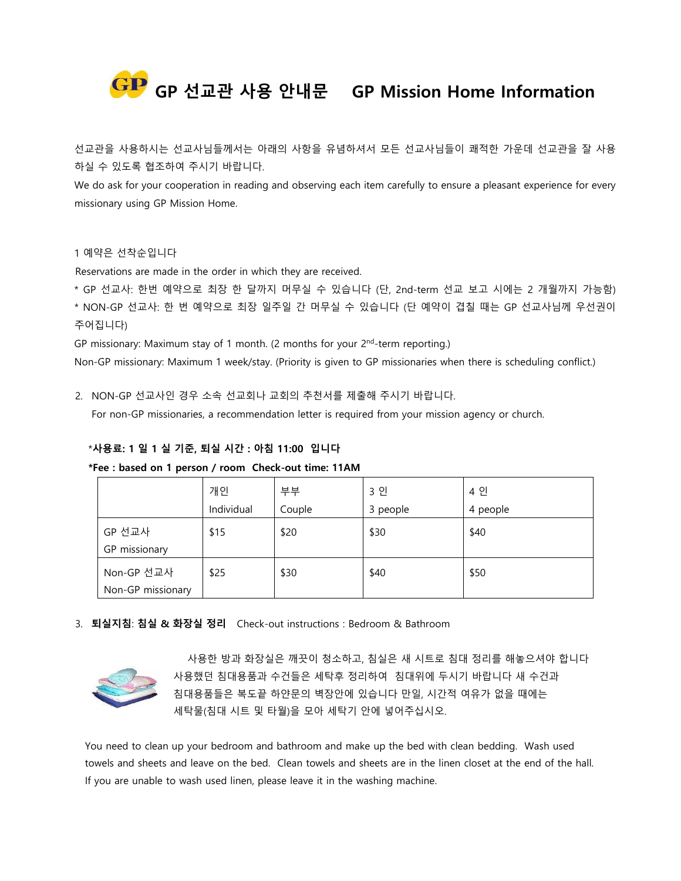# GP 선교관 사용 안내문 GP Mission Home Information

선교관을 사용하시는 선교사님들께서는 아래의 사항을 유념하셔서 모든 선교사님들이 쾌적한 가운데 선교관을 잘 사용하실 수 있도록 협조하여 주시기 바랍니다.

We do ask for your cooperation in reading and observing each item carefully to ensure a pleasant experience for every missionary using GP Mission Home.

1 예약은 선착순입니다

Reservations are made in the order in which they are received.

* GP 선교사: 한번 예약으로 최장 한 달까지 머무실 수 있습니다 (단, 2nd-term 선교 보고 시에는 2 개월까지 가능함)
* NON-GP 선교사: 한 번 예약으로 최장 일주일 간 머무실 수 있습니다 (단 예약이 겹칠 때는 GP 선교사님께 우선권이 주어집니다)

GP missionary: Maximum stay of 1 month. (2 months for your 2nd-term reporting.)

Non-GP missionary: Maximum 1 week/stay. (Priority is given to GP missionaries when there is scheduling conflict.)

2. NON-GP 선교사인 경우 소속 선교회나 교회의 추천서를 제출해 주시기 바랍니다.

   For non-GP missionaries, a recommendation letter is required from your mission agency or church.

*__사용료: 1 일 1 실 기준, 퇴실 시간 : 아침 11:00 입니다__

**\*Fee : based on 1 person / room Check-out time: 11AM**

| | 개인 Individual | 부부 Couple | 3 인 3 people | 4 인 4 people |
|---|---|---|---|---|
| GP 선교사 GP missionary | $15 | $20 | $30 | $40 |
| Non-GP 선교사 Non-GP missionary | $25 | $30 | $40 | $50 |

3. **퇴실지침: 침실 & 화장실 정리** Check-out instructions : Bedroom & Bathroom

사용한 방과 화장실은 깨끗이 청소하고, 침실은 새 시트로 침대 정리를 해놓으셔야 합니다 사용했던 침대용품과 수건들은 세탁후 정리하여 침대위에 두시기 바랍니다 새 수건과 침대용품들은 복도끝 하얀문의 벽장안에 있습니다 만일, 시간적 여유가 없을 때에는 세탁물(침대 시트 및 타월)을 모아 세탁기 안에 넣어주십시오.

You need to clean up your bedroom and bathroom and make up the bed with clean bedding. Wash used towels and sheets and leave on the bed. Clean towels and sheets are in the linen closet at the end of the hall. If you are unable to wash used linen, please leave it in the washing machine.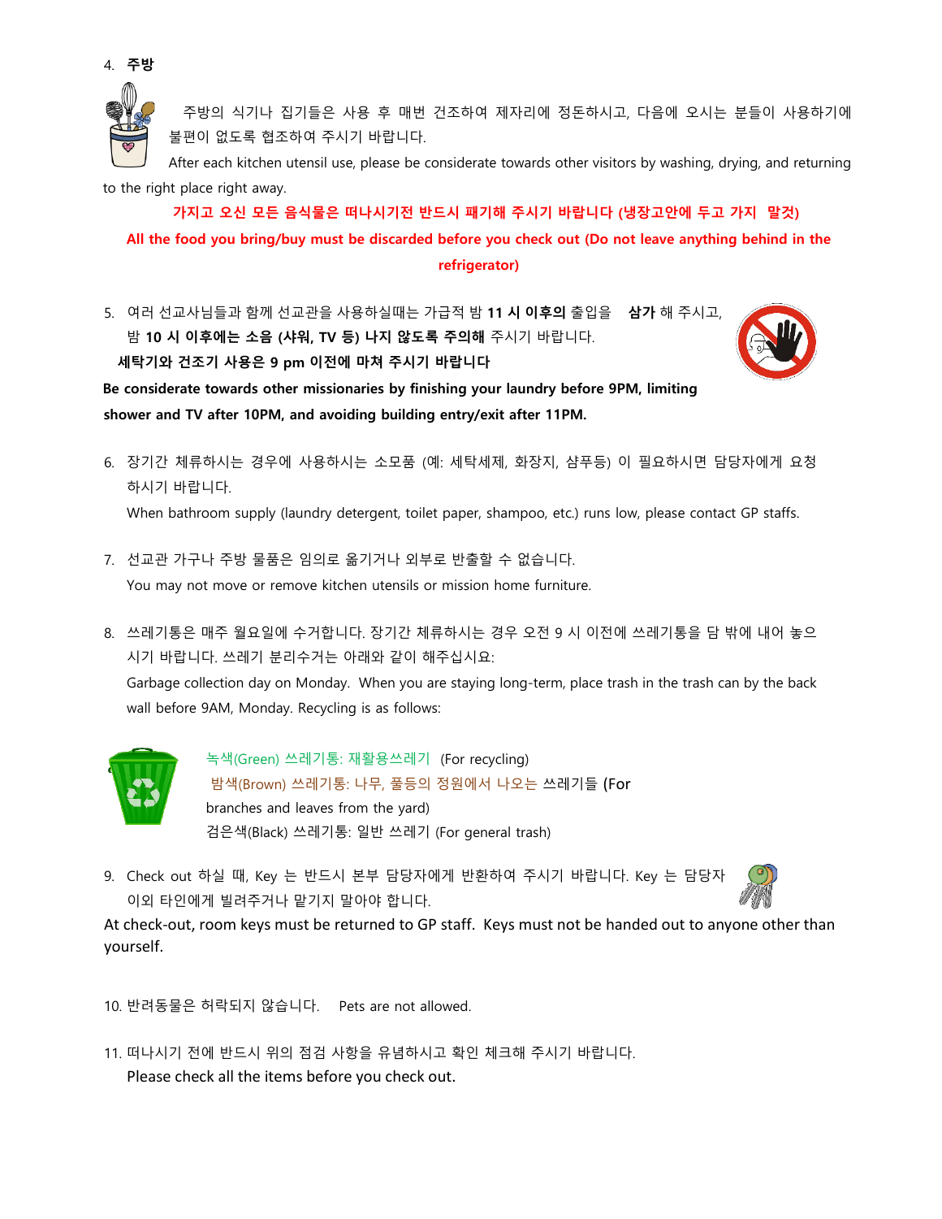4. **주방**

주방의 식기나 집기들은 사용 후 매번 건조하여 제자리에 정돈하시고, 다음에 오시는 분들이 사용하기에 불편이 없도록 협조하여 주시기 바랍니다.

After each kitchen utensil use, please be considerate towards other visitors by washing, drying, and returning to the right place right away.

**가지고 오신 모든 음식물은 떠나시기전 반드시 패기해 주시기 바랍니다 (냉장고안에 두고 가지 말것)**

**All the food you bring/buy must be discarded before you check out (Do not leave anything behind in the refrigerator)**

5. 여러 선교사님들과 함께 선교관을 사용하실때는 가급적 밤 **11 시 이후의** 출입을 **삼가** 해 주시고, 밤 **10 시 이후에는 소음 (샤워, TV 등) 나지 않도록 주의해** 주시기 바랍니다.
   **세탁기와 건조기 사용은 9 pm 이전에 마쳐 주시기 바랍니다**

**Be considerate towards other missionaries by finishing your laundry before 9PM, limiting shower and TV after 10PM, and avoiding building entry/exit after 11PM.**

6. 장기간 체류하시는 경우에 사용하시는 소모품 (예: 세탁세제, 화장지, 샴푸등) 이 필요하시면 담당자에게 요청하시기 바랍니다.
   When bathroom supply (laundry detergent, toilet paper, shampoo, etc.) runs low, please contact GP staffs.

7. 선교관 가구나 주방 물품은 임의로 옮기거나 외부로 반출할 수 없습니다.
   You may not move or remove kitchen utensils or mission home furniture.

8. 쓰레기통은 매주 월요일에 수거합니다. 장기간 체류하시는 경우 오전 9 시 이전에 쓰레기통을 담 밖에 내어 놓으시기 바랍니다. 쓰레기 분리수거는 아래와 같이 해주십시요:
   Garbage collection day on Monday. When you are staying long-term, place trash in the trash can by the back wall before 9AM, Monday. Recycling is as follows:

녹색(Green) 쓰레기통: 재활용쓰레기 (For recycling)
밤색(Brown) 쓰레기통: 나무, 풀등의 정원에서 나오는 쓰레기들 (For branches and leaves from the yard)
검은색(Black) 쓰레기통: 일반 쓰레기 (For general trash)

9. Check out 하실 때, Key 는 반드시 본부 담당자에게 반환하여 주시기 바랍니다. Key 는 담당자 이외 타인에게 빌려주거나 맡기지 말아야 합니다.

At check-out, room keys must be returned to GP staff. Keys must not be handed out to anyone other than yourself.

10. 반려동물은 허락되지 않습니다. Pets are not allowed.

11. 떠나시기 전에 반드시 위의 점검 사항을 유념하시고 확인 체크해 주시기 바랍니다.
    Please check all the items before you check out.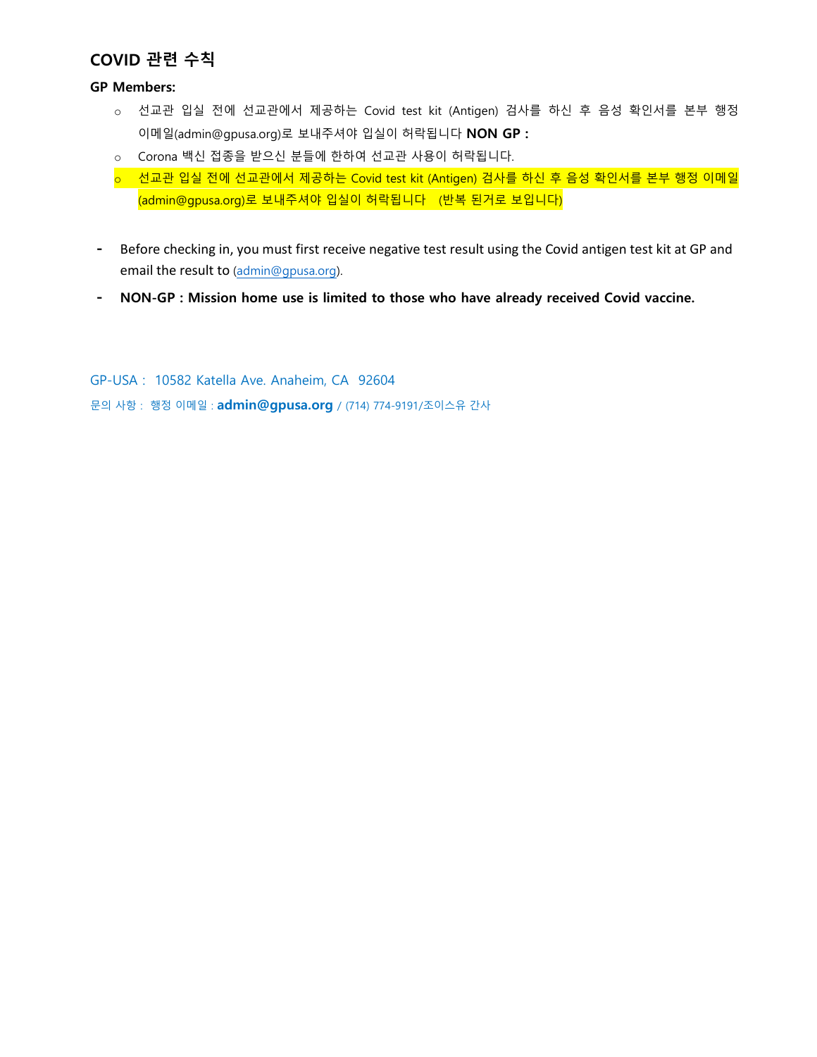## COVID 관련 수칙

**GP Members:**

- 선교관 입실 전에 선교관에서 제공하는 Covid test kit (Antigen) 검사를 하신 후 음성 확인서를 본부 행정 이메일(admin@gpusa.org)로 보내주셔야 입실이 허락됩니다 **NON GP :**
- Corona 백신 접종을 받으신 분들에 한하여 선교관 사용이 허락됩니다.
- 선교관 입실 전에 선교관에서 제공하는 Covid test kit (Antigen) 검사를 하신 후 음성 확인서를 본부 행정 이메일(admin@gpusa.org)로 보내주셔야 입실이 허락됩니다 (반복 된거로 보입니다)

- Before checking in, you must first receive negative test result using the Covid antigen test kit at GP and email the result to (admin@gpusa.org).
- **NON-GP : Mission home use is limited to those who have already received Covid vaccine.**

GP-USA : 10582 Katella Ave. Anaheim, CA 92604

문의 사항 : 행정 이메일 : **admin@gpusa.org** / (714) 774-9191/조이스유 간사